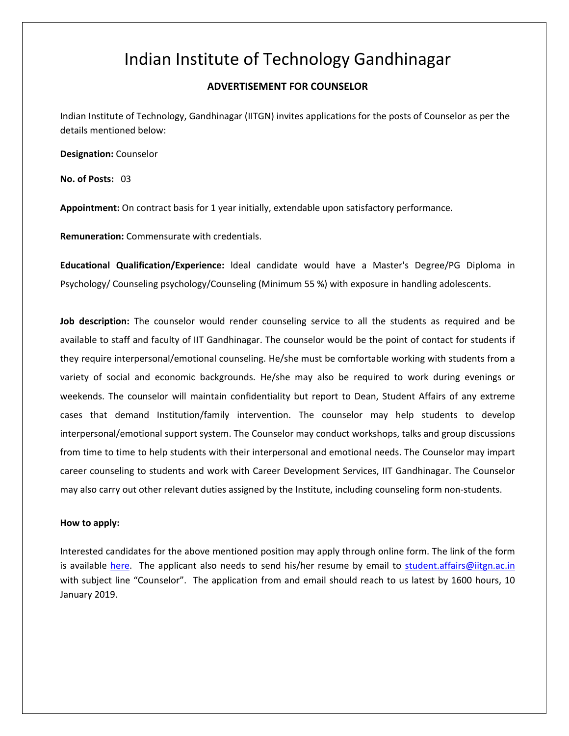# Indian Institute of Technology Gandhinagar

## ADVERTISEMENT FOR COUNSELOR

Indian Institute of Technology, Gandhinagar (IITGN) invites applications for the posts of Counselor as per the details mentioned below:

**Designation:** Counselor

**No. of Posts:** 03

**Appointment:** On contract basis for 1 year initially, extendable upon satisfactory performance.

**Remuneration:** Commensurate with credentials.

**Educational Qualification/Experience:** ldeal candidate would have a Master's Degree/PG Diploma in Psychology/ Counseling psychology/Counseling (Minimum 55 %) with exposure in handling adolescents.

**Job description:** The counselor would render counseling service to all the students as required and be available to staff and faculty of IIT Gandhinagar. The counselor would be the point of contact for students if they require interpersonal/emotional counseling. He/she must be comfortable working with students from a variety of social and economic backgrounds. He/she may also be required to work during evenings or weekends. The counselor will maintain confidentiality but report to Dean, Student Affairs of any extreme cases that demand Institution/family intervention. The counselor may help students to develop interpersonal/emotional support system. The Counselor may conduct workshops, talks and group discussions from time to time to help students with their interpersonal and emotional needs. The Counselor may impart career counseling to students and work with Career Development Services, IIT Gandhinagar. The Counselor may also carry out other relevant duties assigned by the Institute, including counseling form non-students.

**How to apply:**

Interested candidates for the above mentioned position may apply through online form. The link of the form is available here. The applicant also needs to send his/her resume by email to student.affairs@iitgn.ac.in with subject line "Counselor". The application from and email should reach to us latest by 1600 hours, 10 January 2019.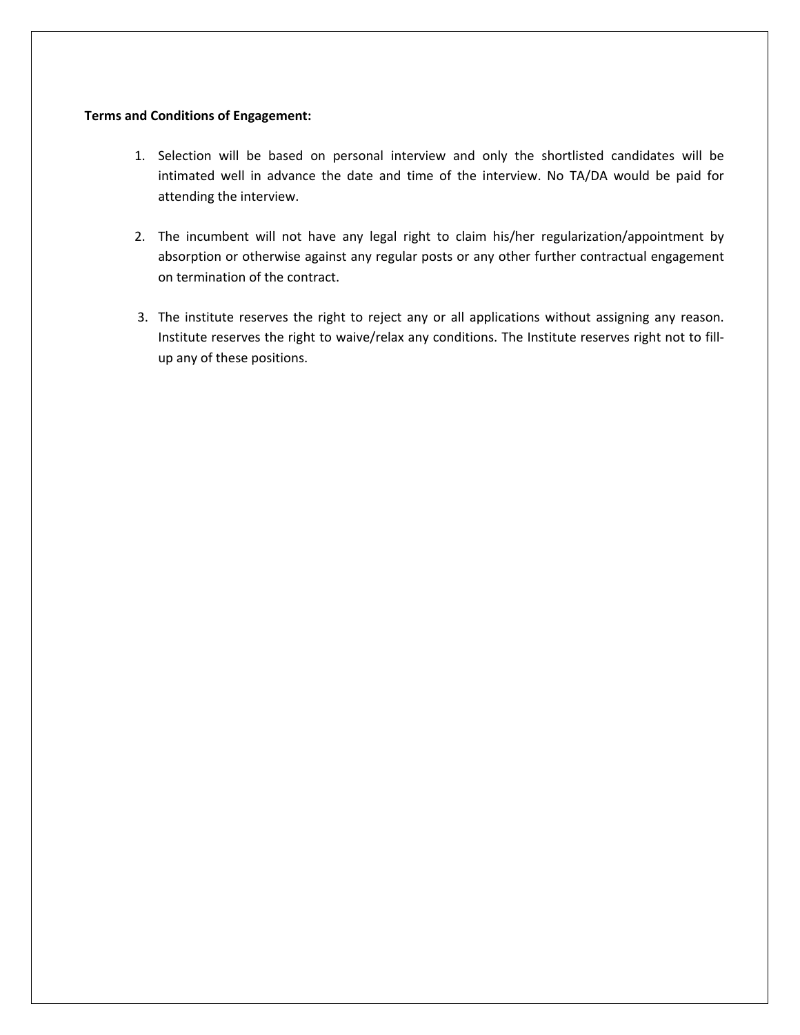**Terms and Conditions of Engagement:**

1. Selection will be based on personal interview and only the shortlisted candidates will be intimated well in advance the date and time of the interview. No TA/DA would be paid for attending the interview.

2. The incumbent will not have any legal right to claim his/her regularization/appointment by absorption or otherwise against any regular posts or any other further contractual engagement on termination of the contract.

3. The institute reserves the right to reject any or all applications without assigning any reason. Institute reserves the right to waive/relax any conditions. The Institute reserves right not to fill-up any of these positions.